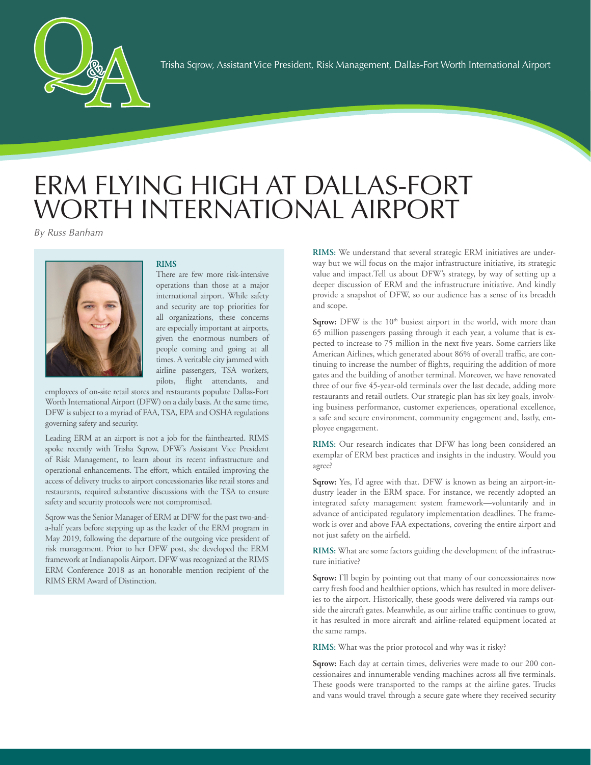Trisha Sqrow, Assistant Vice President, Risk Management, Dallas-Fort Worth International Airport

# ERM FLYING HIGH AT DALLAS-FORT WORTH INTERNATIONAL AIRPORT

*By Russ Banham*

**RIMS**

There are few more risk-intensive operations than those at a major international airport. While safety and security are top priorities for all organizations, these concerns are especially important at airports, given the enormous numbers of people coming and going at all times. A veritable city jammed with airline passengers, TSA workers, pilots, flight attendants, and employees of on-site retail stores and restaurants populate Dallas-Fort Worth International Airport (DFW) on a daily basis. At the same time, DFW is subject to a myriad of FAA, TSA, EPA and OSHA regulations governing safety and security.

Leading ERM at an airport is not a job for the fainthearted. RIMS spoke recently with Trisha Sqrow, DFW's Assistant Vice President of Risk Management, to learn about its recent infrastructure and operational enhancements. The effort, which entailed improving the access of delivery trucks to airport concessionaries like retail stores and restaurants, required substantive discussions with the TSA to ensure safety and security protocols were not compromised.

Sqrow was the Senior Manager of ERM at DFW for the past two-and-a-half years before stepping up as the leader of the ERM program in May 2019, following the departure of the outgoing vice president of risk management. Prior to her DFW post, she developed the ERM framework at Indianapolis Airport. DFW was recognized at the RIMS ERM Conference 2018 as an honorable mention recipient of the RIMS ERM Award of Distinction.

**RIMS:** We understand that several strategic ERM initiatives are underway but we will focus on the major infrastructure initiative, its strategic value and impact.Tell us about DFW's strategy, by way of setting up a deeper discussion of ERM and the infrastructure initiative. And kindly provide a snapshot of DFW, so our audience has a sense of its breadth and scope.

**Sqrow:** DFW is the 10th busiest airport in the world, with more than 65 million passengers passing through it each year, a volume that is expected to increase to 75 million in the next five years. Some carriers like American Airlines, which generated about 86% of overall traffic, are continuing to increase the number of flights, requiring the addition of more gates and the building of another terminal. Moreover, we have renovated three of our five 45-year-old terminals over the last decade, adding more restaurants and retail outlets. Our strategic plan has six key goals, involving business performance, customer experiences, operational excellence, a safe and secure environment, community engagement and, lastly, employee engagement.

**RIMS:** Our research indicates that DFW has long been considered an exemplar of ERM best practices and insights in the industry. Would you agree?

**Sqrow:** Yes, I'd agree with that. DFW is known as being an airport-industry leader in the ERM space. For instance, we recently adopted an integrated safety management system framework—voluntarily and in advance of anticipated regulatory implementation deadlines. The framework is over and above FAA expectations, covering the entire airport and not just safety on the airfield.

**RIMS:** What are some factors guiding the development of the infrastructure initiative?

**Sqrow:** I'll begin by pointing out that many of our concessionaires now carry fresh food and healthier options, which has resulted in more deliveries to the airport. Historically, these goods were delivered via ramps outside the aircraft gates. Meanwhile, as our airline traffic continues to grow, it has resulted in more aircraft and airline-related equipment located at the same ramps.

**RIMS:** What was the prior protocol and why was it risky?

**Sqrow:** Each day at certain times, deliveries were made to our 200 concessionaires and innumerable vending machines across all five terminals. These goods were transported to the ramps at the airline gates. Trucks and vans would travel through a secure gate where they received security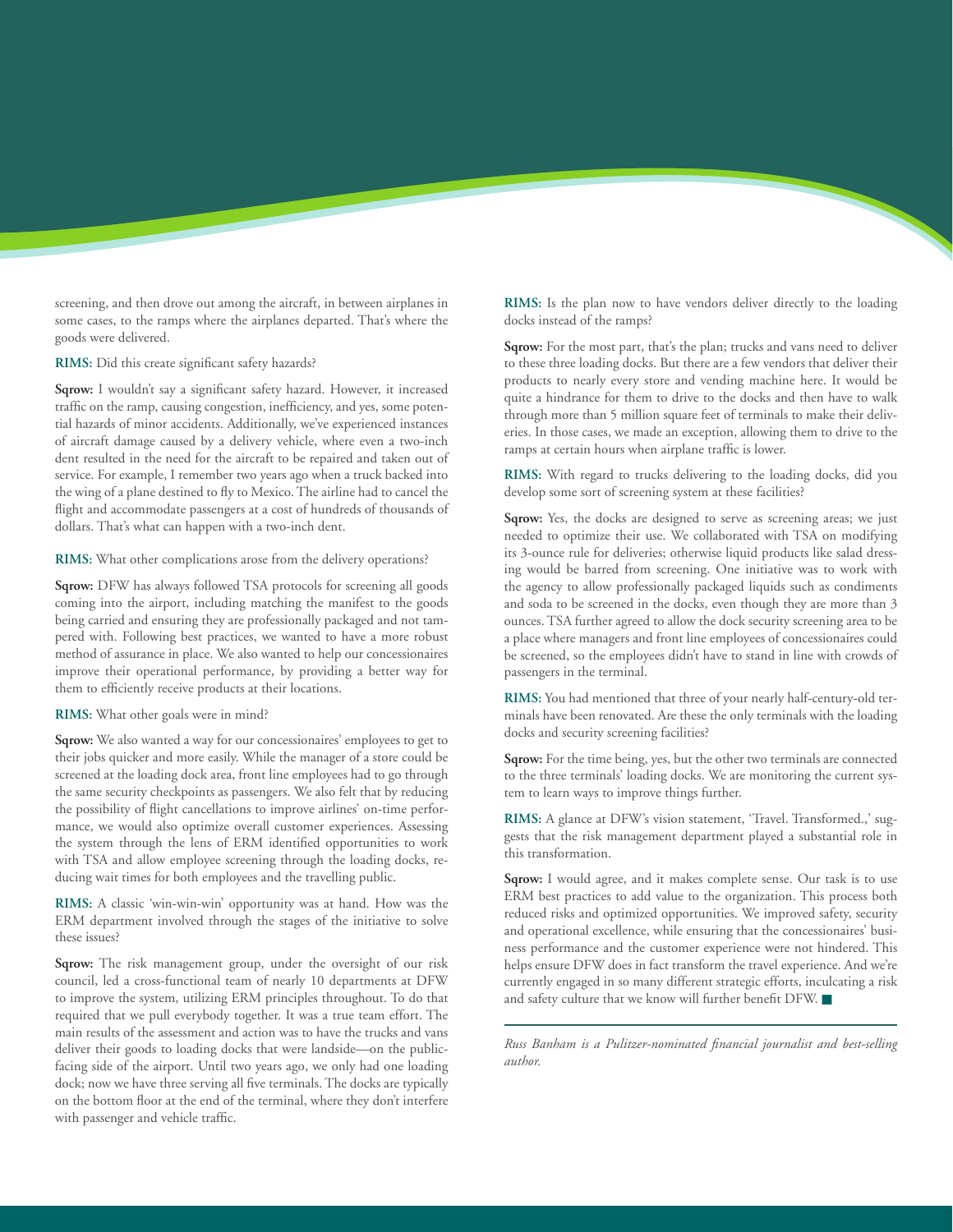screening, and then drove out among the aircraft, in between airplanes in some cases, to the ramps where the airplanes departed. That's where the goods were delivered.

**RIMS:** Did this create significant safety hazards?

**Sqrow:** I wouldn't say a significant safety hazard. However, it increased traffic on the ramp, causing congestion, inefficiency, and yes, some potential hazards of minor accidents. Additionally, we've experienced instances of aircraft damage caused by a delivery vehicle, where even a two-inch dent resulted in the need for the aircraft to be repaired and taken out of service. For example, I remember two years ago when a truck backed into the wing of a plane destined to fly to Mexico. The airline had to cancel the flight and accommodate passengers at a cost of hundreds of thousands of dollars. That's what can happen with a two-inch dent.

**RIMS:** What other complications arose from the delivery operations?

**Sqrow:** DFW has always followed TSA protocols for screening all goods coming into the airport, including matching the manifest to the goods being carried and ensuring they are professionally packaged and not tampered with. Following best practices, we wanted to have a more robust method of assurance in place. We also wanted to help our concessionaires improve their operational performance, by providing a better way for them to efficiently receive products at their locations.

**RIMS:** What other goals were in mind?

**Sqrow:** We also wanted a way for our concessionaires' employees to get to their jobs quicker and more easily. While the manager of a store could be screened at the loading dock area, front line employees had to go through the same security checkpoints as passengers. We also felt that by reducing the possibility of flight cancellations to improve airlines' on-time performance, we would also optimize overall customer experiences. Assessing the system through the lens of ERM identified opportunities to work with TSA and allow employee screening through the loading docks, reducing wait times for both employees and the travelling public.

**RIMS:** A classic 'win-win-win' opportunity was at hand. How was the ERM department involved through the stages of the initiative to solve these issues?

**Sqrow:** The risk management group, under the oversight of our risk council, led a cross-functional team of nearly 10 departments at DFW to improve the system, utilizing ERM principles throughout. To do that required that we pull everybody together. It was a true team effort. The main results of the assessment and action was to have the trucks and vans deliver their goods to loading docks that were landside—on the public-facing side of the airport. Until two years ago, we only had one loading dock; now we have three serving all five terminals. The docks are typically on the bottom floor at the end of the terminal, where they don't interfere with passenger and vehicle traffic.

**RIMS:** Is the plan now to have vendors deliver directly to the loading docks instead of the ramps?

**Sqrow:** For the most part, that's the plan; trucks and vans need to deliver to these three loading docks. But there are a few vendors that deliver their products to nearly every store and vending machine here. It would be quite a hindrance for them to drive to the docks and then have to walk through more than 5 million square feet of terminals to make their deliveries. In those cases, we made an exception, allowing them to drive to the ramps at certain hours when airplane traffic is lower.

**RIMS:** With regard to trucks delivering to the loading docks, did you develop some sort of screening system at these facilities?

**Sqrow:** Yes, the docks are designed to serve as screening areas; we just needed to optimize their use. We collaborated with TSA on modifying its 3-ounce rule for deliveries; otherwise liquid products like salad dressing would be barred from screening. One initiative was to work with the agency to allow professionally packaged liquids such as condiments and soda to be screened in the docks, even though they are more than 3 ounces. TSA further agreed to allow the dock security screening area to be a place where managers and front line employees of concessionaires could be screened, so the employees didn't have to stand in line with crowds of passengers in the terminal.

**RIMS:** You had mentioned that three of your nearly half-century-old terminals have been renovated. Are these the only terminals with the loading docks and security screening facilities?

**Sqrow:** For the time being, yes, but the other two terminals are connected to the three terminals' loading docks. We are monitoring the current system to learn ways to improve things further.

**RIMS:** A glance at DFW's vision statement, 'Travel. Transformed.,' suggests that the risk management department played a substantial role in this transformation.

**Sqrow:** I would agree, and it makes complete sense. Our task is to use ERM best practices to add value to the organization. This process both reduced risks and optimized opportunities. We improved safety, security and operational excellence, while ensuring that the concessionaires' business performance and the customer experience were not hindered. This helps ensure DFW does in fact transform the travel experience. And we're currently engaged in so many different strategic efforts, inculcating a risk and safety culture that we know will further benefit DFW. ■

---

*Russ Banham is a Pulitzer-nominated financial journalist and best-selling author.*